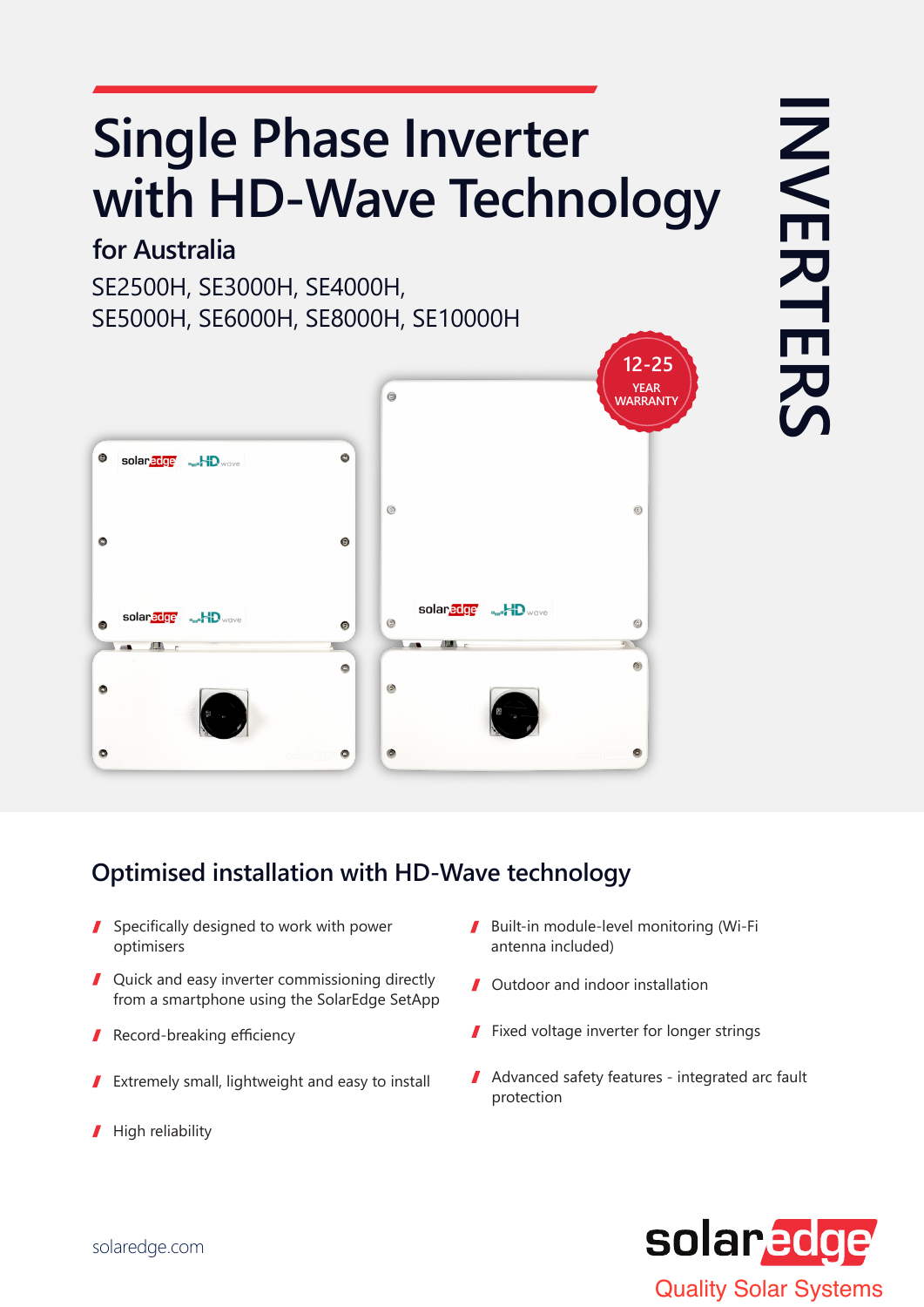# Single Phase Inverter with HD-Wave Technology

## for Australia

SE2500H, SE3000H, SE4000H, SE5000H, SE6000H, SE8000H, SE10000H

INVERTERS

12-25 YEAR WARRANTY

## Optimised installation with HD-Wave technology

- Specifically designed to work with power optimisers
- Quick and easy inverter commissioning directly from a smartphone using the SolarEdge SetApp
- Record-breaking efficiency
- Extremely small, lightweight and easy to install
- High reliability
- Built-in module-level monitoring (Wi-Fi antenna included)
- Outdoor and indoor installation
- Fixed voltage inverter for longer strings
- Advanced safety features - integrated arc fault protection

solaredge.com

solaredge

Quality Solar Systems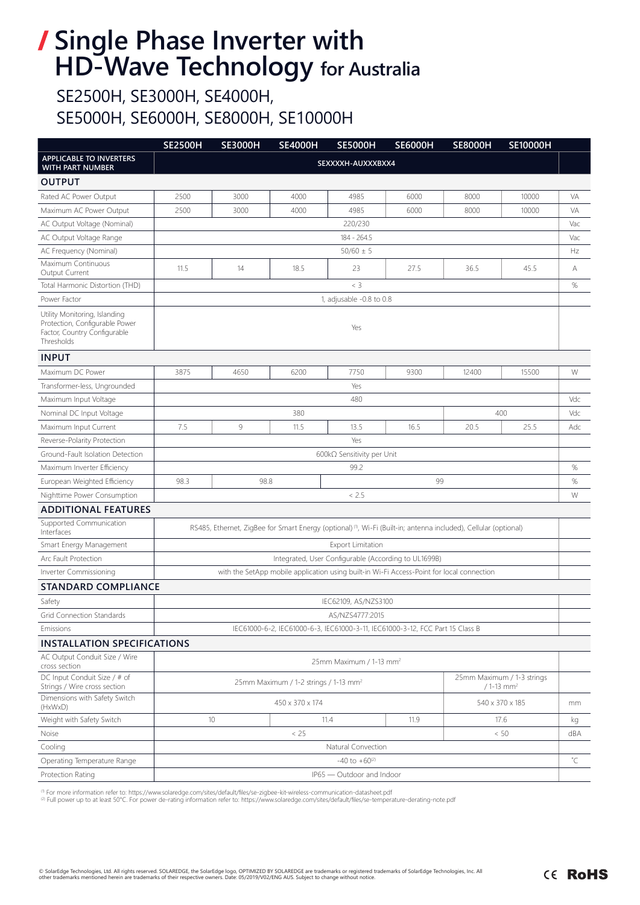# / Single Phase Inverter with HD-Wave Technology for Australia

## SE2500H, SE3000H, SE4000H, SE5000H, SE6000H, SE8000H, SE10000H

| | SE2500H | SE3000H | SE4000H | SE5000H | SE6000H | SE8000H | SE10000H | |
|---|---|---|---|---|---|---|---|---|
| APPLICABLE TO INVERTERS WITH PART NUMBER | SEXXXXH-AUXXXBXX4 | | | | | | | |
| **OUTPUT** | | | | | | | | |
| Rated AC Power Output | 2500 | 3000 | 4000 | 4985 | 6000 | 8000 | 10000 | VA |
| Maximum AC Power Output | 2500 | 3000 | 4000 | 4985 | 6000 | 8000 | 10000 | VA |
| AC Output Voltage (Nominal) | 220/230 | | | | | | | Vac |
| AC Output Voltage Range | 184 - 264.5 | | | | | | | Vac |
| AC Frequency (Nominal) | 50/60 ± 5 | | | | | | | Hz |
| Maximum Continuous Output Current | 11.5 | 14 | 18.5 | 23 | 27.5 | 36.5 | 45.5 | A |
| Total Harmonic Distortion (THD) | < 3 | | | | | | | % |
| Power Factor | 1, adjustable -0.8 to 0.8 | | | | | | | |
| Utility Monitoring, Islanding Protection, Configurable Power Factor, Country Configurable Thresholds | Yes | | | | | | | |
| **INPUT** | | | | | | | | |
| Maximum DC Power | 3875 | 4650 | 6200 | 7750 | 9300 | 12400 | 15500 | W |
| Transformer-less, Ungrounded | Yes | | | | | | | |
| Maximum Input Voltage | 480 | | | | | | | Vdc |
| Nominal DC Input Voltage | 380 | | | | | 400 | | Vdc |
| Maximum Input Current | 7.5 | 9 | 11.5 | 13.5 | 16.5 | 20.5 | 25.5 | Adc |
| Reverse-Polarity Protection | Yes | | | | | | | |
| Ground-Fault Isolation Detection | 600kΩ Sensitivity per Unit | | | | | | | |
| Maximum Inverter Efficiency | 99.2 | | | | | | | % |
| European Weighted Efficiency | 98.3 | 98.8 | | 99 | | | | % |
| Nighttime Power Consumption | < 2.5 | | | | | | | W |
| **ADDITIONAL FEATURES** | | | | | | | | |
| Supported Communication Interfaces | RS485, Ethernet, ZigBee for Smart Energy (optional) [1], Wi-Fi (Built-in; antenna included), Cellular (optional) | | | | | | | |
| Smart Energy Management | Export Limitation | | | | | | | |
| Arc Fault Protection | Integrated, User Configurable (According to UL1699B) | | | | | | | |
| Inverter Commissioning | with the SetApp mobile application using built-in Wi-Fi Access-Point for local connection | | | | | | | |
| **STANDARD COMPLIANCE** | | | | | | | | |
| Safety | IEC62109, AS/NZS3100 | | | | | | | |
| Grid Connection Standards | AS/NZS4777:2015 | | | | | | | |
| Emissions | IEC61000-6-2, IEC61000-6-3, IEC61000-3-11, IEC61000-3-12, FCC Part 15 Class B | | | | | | | |
| **INSTALLATION SPECIFICATIONS** | | | | | | | | |
| AC Output Conduit Size / Wire cross section | 25mm Maximum / 1-13 mm² | | | | | | | |
| DC Input Conduit Size / # of Strings / Wire cross section | 25mm Maximum / 1-2 strings / 1-13 mm² | | | | | 25mm Maximum / 1-3 strings / 1-13 mm² | | |
| Dimensions with Safety Switch (HxWxD) | 450 x 370 x 174 | | | | | 540 x 370 x 185 | | mm |
| Weight with Safety Switch | 10 | | 11.4 | | 11.9 | 17.6 | | kg |
| Noise | < 25 | | | | | < 50 | | dBA |
| Cooling | Natural Convection | | | | | | | |
| Operating Temperature Range | -40 to +60[2] | | | | | | | °C |
| Protection Rating | IP65 — Outdoor and Indoor | | | | | | | |

[1] For more information refer to: https://www.solaredge.com/sites/default/files/se-zigbee-kit-wireless-communication-datasheet.pdf
[2] Full power up to at least 50°C. For power de-rating information refer to: https://www.solaredge.com/sites/default/files/se-temperature-derating-note.pdf

© SolarEdge Technologies, Ltd. All rights reserved. SOLAREDGE, the SolarEdge logo, OPTIMIZED BY SOLAREDGE are trademarks or registered trademarks of SolarEdge Technologies, Inc. All other trademarks mentioned herein are trademarks of their respective owners. Date: 05/2019/V02/ENG AUS. Subject to change without notice.

CE RoHS